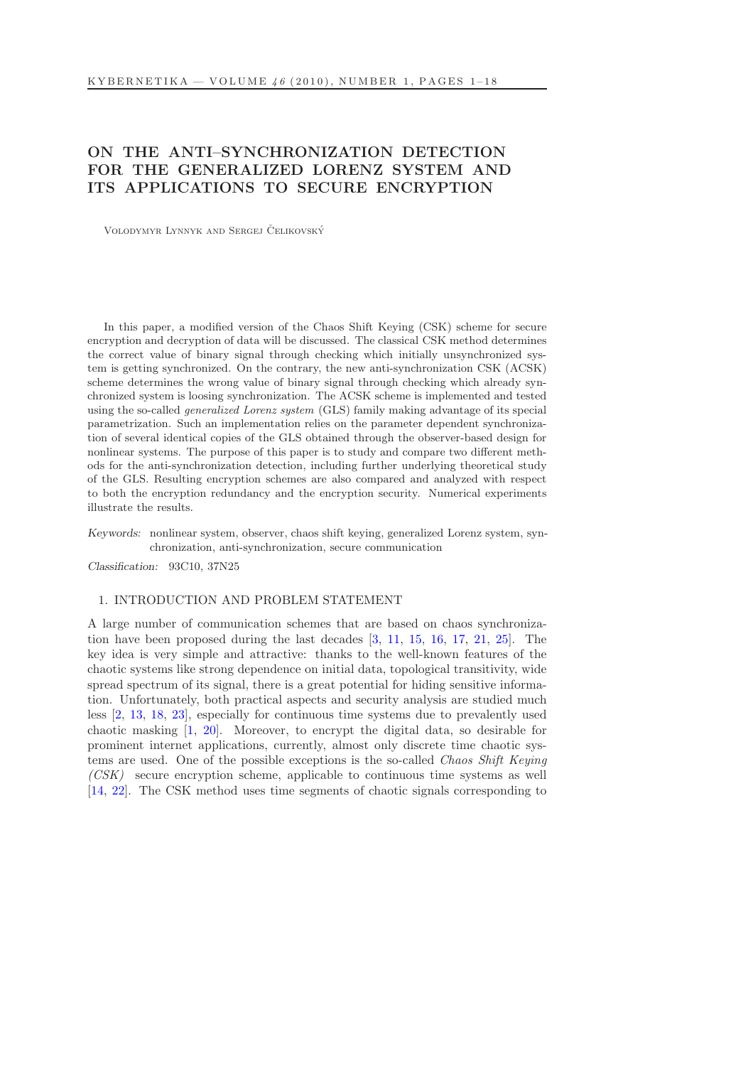# ON THE ANTI–SYNCHRONIZATION DETECTION FOR THE GENERALIZED LORENZ SYSTEM AND ITS APPLICATIONS TO SECURE ENCRYPTION

Volodymyr Lynnyk and Sergej Čelikovský

In this paper, a modified version of the Chaos Shift Keying (CSK) scheme for secure encryption and decryption of data will be discussed. The classical CSK method determines the correct value of binary signal through checking which initially unsynchronized system is getting synchronized. On the contrary, the new anti-synchronization CSK (ACSK) scheme determines the wrong value of binary signal through checking which already synchronized system is loosing synchronization. The ACSK scheme is implemented and tested using the so-called *generalized Lorenz system* (GLS) family making advantage of its special parametrization. Such an implementation relies on the parameter dependent synchronization of several identical copies of the GLS obtained through the observer-based design for nonlinear systems. The purpose of this paper is to study and compare two different methods for the anti-synchronization detection, including further underlying theoretical study of the GLS. Resulting encryption schemes are also compared and analyzed with respect to both the encryption redundancy and the encryption security. Numerical experiments illustrate the results.

*Keywords:* nonlinear system, observer, chaos shift keying, generalized Lorenz system, synchronization, anti-synchronization, secure communication

*Classification:* 93C10, 37N25

## 1. INTRODUCTION AND PROBLEM STATEMENT

A large number of communication schemes that are based on chaos synchronization have been proposed during the last decades [3, 11, 15, 16, 17, 21, 25]. The key idea is very simple and attractive: thanks to the well-known features of the chaotic systems like strong dependence on initial data, topological transitivity, wide spread spectrum of its signal, there is a great potential for hiding sensitive information. Unfortunately, both practical aspects and security analysis are studied much less [2, 13, 18, 23], especially for continuous time systems due to prevalently used chaotic masking [1, 20]. Moreover, to encrypt the digital data, so desirable for prominent internet applications, currently, almost only discrete time chaotic systems are used. One of the possible exceptions is the so-called *Chaos Shift Keying (CSK)* secure encryption scheme, applicable to continuous time systems as well [14, 22]. The CSK method uses time segments of chaotic signals corresponding to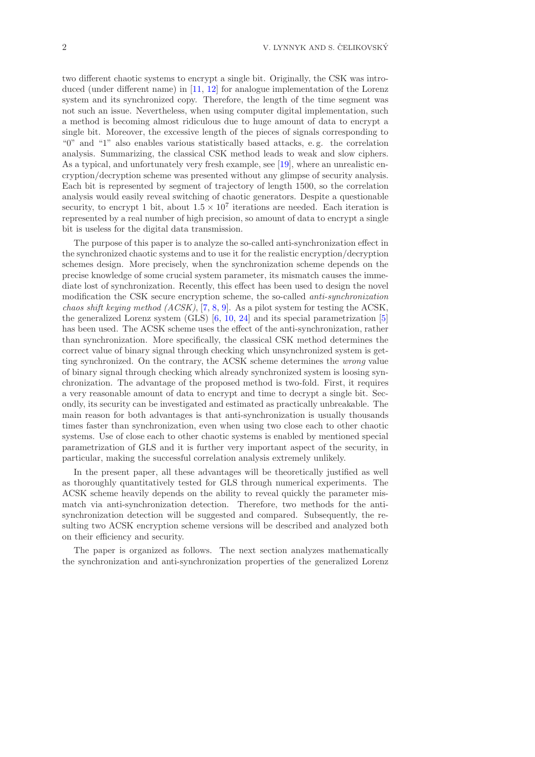two different chaotic systems to encrypt a single bit. Originally, the CSK was introduced (under different name) in [11, 12] for analogue implementation of the Lorenz system and its synchronized copy. Therefore, the length of the time segment was not such an issue. Nevertheless, when using computer digital implementation, such a method is becoming almost ridiculous due to huge amount of data to encrypt a single bit. Moreover, the excessive length of the pieces of signals corresponding to "0" and "1" also enables various statistically based attacks, e. g. the correlation analysis. Summarizing, the classical CSK method leads to weak and slow ciphers. As a typical, and unfortunately very fresh example, see [19], where an unrealistic encryption/decryption scheme was presented without any glimpse of security analysis. Each bit is represented by segment of trajectory of length 1500, so the correlation analysis would easily reveal switching of chaotic generators. Despite a questionable security, to encrypt 1 bit, about $1.5 \times 10^7$ iterations are needed. Each iteration is represented by a real number of high precision, so amount of data to encrypt a single bit is useless for the digital data transmission.

The purpose of this paper is to analyze the so-called anti-synchronization effect in the synchronized chaotic systems and to use it for the realistic encryption/decryption schemes design. More precisely, when the synchronization scheme depends on the precise knowledge of some crucial system parameter, its mismatch causes the immediate lost of synchronization. Recently, this effect has been used to design the novel modification the CSK secure encryption scheme, the so-called *anti-synchronization chaos shift keying method (ACSK)*, [7, 8, 9]. As a pilot system for testing the ACSK, the generalized Lorenz system (GLS) [6, 10, 24] and its special parametrization [5] has been used. The ACSK scheme uses the effect of the anti-synchronization, rather than synchronization. More specifically, the classical CSK method determines the correct value of binary signal through checking which unsynchronized system is getting synchronized. On the contrary, the ACSK scheme determines the *wrong* value of binary signal through checking which already synchronized system is loosing synchronization. The advantage of the proposed method is two-fold. First, it requires a very reasonable amount of data to encrypt and time to decrypt a single bit. Secondly, its security can be investigated and estimated as practically unbreakable. The main reason for both advantages is that anti-synchronization is usually thousands times faster than synchronization, even when using two close each to other chaotic systems. Use of close each to other chaotic systems is enabled by mentioned special parametrization of GLS and it is further very important aspect of the security, in particular, making the successful correlation analysis extremely unlikely.

In the present paper, all these advantages will be theoretically justified as well as thoroughly quantitatively tested for GLS through numerical experiments. The ACSK scheme heavily depends on the ability to reveal quickly the parameter mismatch via anti-synchronization detection. Therefore, two methods for the anti-synchronization detection will be suggested and compared. Subsequently, the resulting two ACSK encryption scheme versions will be described and analyzed both on their efficiency and security.

The paper is organized as follows. The next section analyzes mathematically the synchronization and anti-synchronization properties of the generalized Lorenz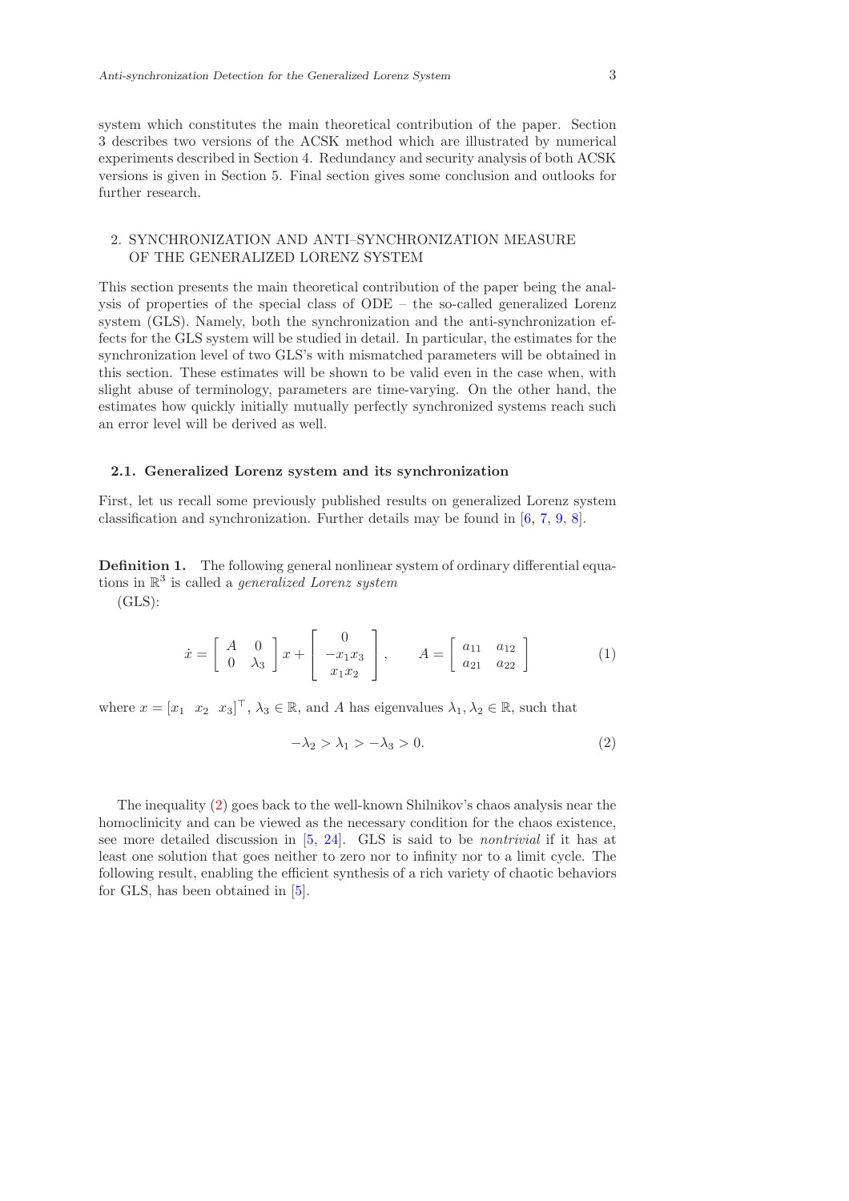system which constitutes the main theoretical contribution of the paper. Section 3 describes two versions of the ACSK method which are illustrated by numerical experiments described in Section 4. Redundancy and security analysis of both ACSK versions is given in Section 5. Final section gives some conclusion and outlooks for further research.

## 2. SYNCHRONIZATION AND ANTI–SYNCHRONIZATION MEASURE OF THE GENERALIZED LORENZ SYSTEM

This section presents the main theoretical contribution of the paper being the analysis of properties of the special class of ODE – the so-called generalized Lorenz system (GLS). Namely, both the synchronization and the anti-synchronization effects for the GLS system will be studied in detail. In particular, the estimates for the synchronization level of two GLS's with mismatched parameters will be obtained in this section. These estimates will be shown to be valid even in the case when, with slight abuse of terminology, parameters are time-varying. On the other hand, the estimates how quickly initially mutually perfectly synchronized systems reach such an error level will be derived as well.

### 2.1. Generalized Lorenz system and its synchronization

First, let us recall some previously published results on generalized Lorenz system classification and synchronization. Further details may be found in [6, 7, 9, 8].

**Definition 1.** The following general nonlinear system of ordinary differential equations in $\mathbb{R}^3$ is called a *generalized Lorenz system* (GLS):

$$\dot{x} = \begin{bmatrix} A & 0 \\ 0 & \lambda_3 \end{bmatrix} x + \begin{bmatrix} 0 \\ -x_1 x_3 \\ x_1 x_2 \end{bmatrix}, \qquad A = \begin{bmatrix} a_{11} & a_{12} \\ a_{21} & a_{22} \end{bmatrix} \tag{1}$$

where $x = [x_1 \;\; x_2 \;\; x_3]^\top$, $\lambda_3 \in \mathbb{R}$, and $A$ has eigenvalues $\lambda_1, \lambda_2 \in \mathbb{R}$, such that

$$-\lambda_2 > \lambda_1 > -\lambda_3 > 0. \tag{2}$$

The inequality (2) goes back to the well-known Shilnikov's chaos analysis near the homoclinicity and can be viewed as the necessary condition for the chaos existence, see more detailed discussion in [5, 24]. GLS is said to be *nontrivial* if it has at least one solution that goes neither to zero nor to infinity nor to a limit cycle. The following result, enabling the efficient synthesis of a rich variety of chaotic behaviors for GLS, has been obtained in [5].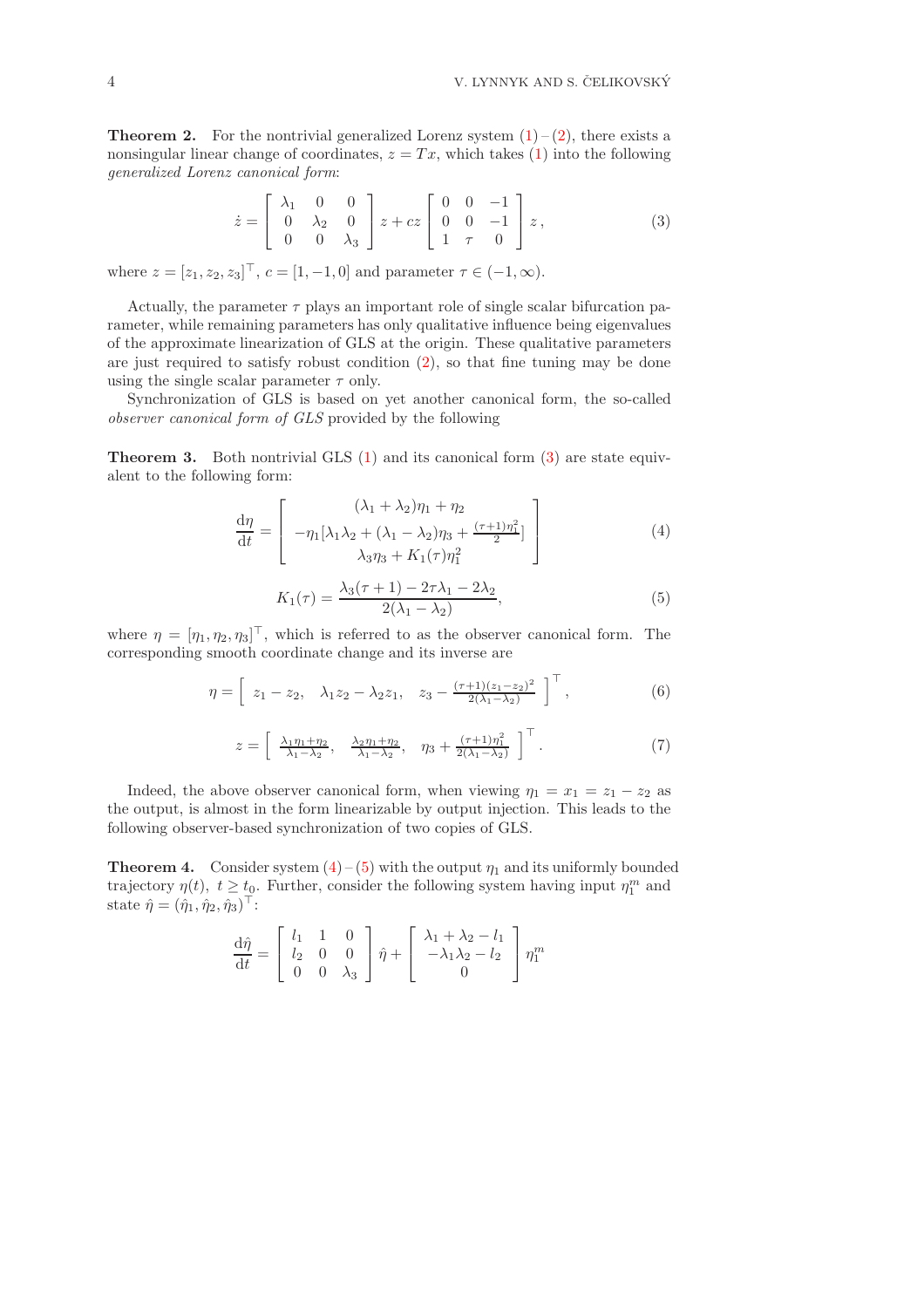**Theorem 2.** For the nontrivial generalized Lorenz system (1) – (2), there exists a nonsingular linear change of coordinates, $z = Tx$, which takes (1) into the following *generalized Lorenz canonical form*:

$$\dot{z} = \begin{bmatrix} \lambda_1 & 0 & 0 \\ 0 & \lambda_2 & 0 \\ 0 & 0 & \lambda_3 \end{bmatrix} z + cz \begin{bmatrix} 0 & 0 & -1 \\ 0 & 0 & -1 \\ 1 & \tau & 0 \end{bmatrix} z\,, \tag{3}$$

where $z = [z_1, z_2, z_3]^\top$, $c = [1, -1, 0]$ and parameter $\tau \in (-1, \infty)$.

Actually, the parameter $\tau$ plays an important role of single scalar bifurcation parameter, while remaining parameters has only qualitative influence being eigenvalues of the approximate linearization of GLS at the origin. These qualitative parameters are just required to satisfy robust condition (2), so that fine tuning may be done using the single scalar parameter $\tau$ only.

Synchronization of GLS is based on yet another canonical form, the so-called *observer canonical form of GLS* provided by the following

**Theorem 3.** Both nontrivial GLS (1) and its canonical form (3) are state equivalent to the following form:

$$\frac{\mathrm{d}\eta}{\mathrm{d}t} = \begin{bmatrix} (\lambda_1 + \lambda_2)\eta_1 + \eta_2 \\ -\eta_1[\lambda_1\lambda_2 + (\lambda_1 - \lambda_2)\eta_3 + \frac{(\tau+1)\eta_1^2}{2}] \\ \lambda_3\eta_3 + K_1(\tau)\eta_1^2 \end{bmatrix} \tag{4}$$

$$K_1(\tau) = \frac{\lambda_3(\tau+1) - 2\tau\lambda_1 - 2\lambda_2}{2(\lambda_1 - \lambda_2)}, \tag{5}$$

where $\eta = [\eta_1, \eta_2, \eta_3]^\top$, which is referred to as the observer canonical form. The corresponding smooth coordinate change and its inverse are

$$\eta = \begin{bmatrix} z_1 - z_2, & \lambda_1 z_2 - \lambda_2 z_1, & z_3 - \frac{(\tau+1)(z_1 - z_2)^2}{2(\lambda_1 - \lambda_2)} \end{bmatrix}^\top, \tag{6}$$

$$z = \begin{bmatrix} \frac{\lambda_1\eta_1 + \eta_2}{\lambda_1 - \lambda_2}, & \frac{\lambda_2\eta_1 + \eta_2}{\lambda_1 - \lambda_2}, & \eta_3 + \frac{(\tau+1)\eta_1^2}{2(\lambda_1 - \lambda_2)} \end{bmatrix}^\top. \tag{7}$$

Indeed, the above observer canonical form, when viewing $\eta_1 = x_1 = z_1 - z_2$ as the output, is almost in the form linearizable by output injection. This leads to the following observer-based synchronization of two copies of GLS.

**Theorem 4.** Consider system (4) – (5) with the output $\eta_1$ and its uniformly bounded trajectory $\eta(t)$, $t \geq t_0$. Further, consider the following system having input $\eta_1^m$ and state $\hat{\eta} = (\hat{\eta}_1, \hat{\eta}_2, \hat{\eta}_3)^\top$:

$$\frac{\mathrm{d}\hat{\eta}}{\mathrm{d}t} = \begin{bmatrix} l_1 & 1 & 0 \\ l_2 & 0 & 0 \\ 0 & 0 & \lambda_3 \end{bmatrix} \hat{\eta} + \begin{bmatrix} \lambda_1 + \lambda_2 - l_1 \\ -\lambda_1\lambda_2 - l_2 \\ 0 \end{bmatrix} \eta_1^m$$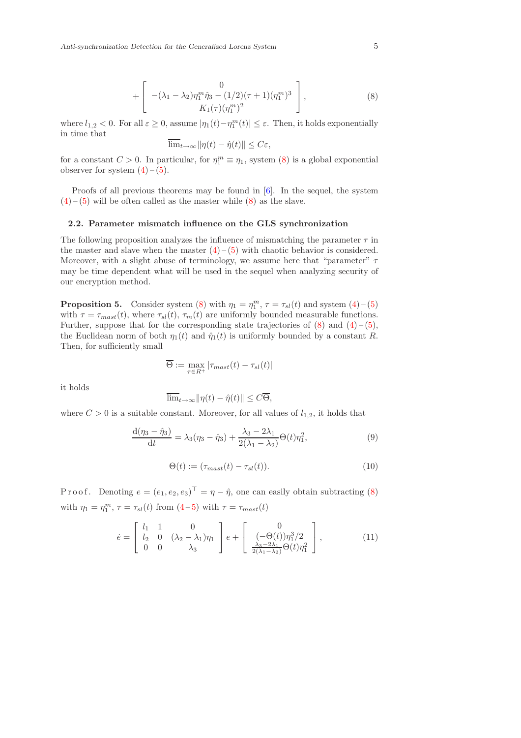$$
+\begin{bmatrix} 0 \\ -(\lambda_1-\lambda_2)\eta_1^m\hat{\eta}_3-(1/2)(\tau+1)(\eta_1^m)^3 \\ K_1(\tau)(\eta_1^m)^2 \end{bmatrix}, \tag{8}
$$

where $l_{1,2} < 0$. For all $\varepsilon \geq 0$, assume $|\eta_1(t)-\eta_1^m(t)| \leq \varepsilon$. Then, it holds exponentially in time that

$$
\overline{\lim}_{t\to\infty}\|\eta(t)-\hat{\eta}(t)\| \leq C\varepsilon,
$$

for a constant $C > 0$. In particular, for $\eta_1^m \equiv \eta_1$, system (8) is a global exponential observer for system (4) – (5).

Proofs of all previous theorems may be found in [6]. In the sequel, the system (4) – (5) will be often called as the master while (8) as the slave.

### 2.2. Parameter mismatch influence on the GLS synchronization

The following proposition analyzes the influence of mismatching the parameter $\tau$ in the master and slave when the master (4) – (5) with chaotic behavior is considered. Moreover, with a slight abuse of terminology, we assume here that "parameter" $\tau$ may be time dependent what will be used in the sequel when analyzing security of our encryption method.

**Proposition 5.** Consider system (8) with $\eta_1 = \eta_1^m$, $\tau = \tau_{sl}(t)$ and system (4) – (5) with $\tau = \tau_{mast}(t)$, where $\tau_{sl}(t)$, $\tau_m(t)$ are uniformly bounded measurable functions. Further, suppose that for the corresponding state trajectories of (8) and (4) – (5), the Euclidean norm of both $\eta_1(t)$ and $\hat{\eta}_1(t)$ is uniformly bounded by a constant $R$. Then, for sufficiently small

$$
\overline{\Theta} := \max_{\tau\in R^+} |\tau_{mast}(t)-\tau_{sl}(t)|
$$

it holds

$$
\overline{\lim}_{t\to\infty}\|\eta(t)-\hat{\eta}(t)\| \leq C\overline{\Theta},
$$

where $C > 0$ is a suitable constant. Moreover, for all values of $l_{1,2}$, it holds that

$$
\frac{\mathrm{d}(\eta_3-\hat{\eta}_3)}{\mathrm{d}t} = \lambda_3(\eta_3-\hat{\eta}_3)+\frac{\lambda_3-2\lambda_1}{2(\lambda_1-\lambda_2)}\Theta(t)\eta_1^2, \tag{9}
$$

$$
\Theta(t) := (\tau_{mast}(t)-\tau_{sl}(t)). \tag{10}
$$

*Proof.* Denoting $e = (e_1, e_2, e_3)^\top = \eta - \hat{\eta}$, one can easily obtain subtracting (8) with $\eta_1 = \eta_1^m$, $\tau = \tau_{sl}(t)$ from (4 – 5) with $\tau = \tau_{mast}(t)$

$$
\dot{e} = \begin{bmatrix} l_1 & 1 & 0 \\ l_2 & 0 & (\lambda_2-\lambda_1)\eta_1 \\ 0 & 0 & \lambda_3 \end{bmatrix} e + \begin{bmatrix} 0 \\ (-\Theta(t))\eta_1^3/2 \\ \frac{\lambda_3-2\lambda_1}{2(\lambda_1-\lambda_2)}\Theta(t)\eta_1^2 \end{bmatrix}, \tag{11}
$$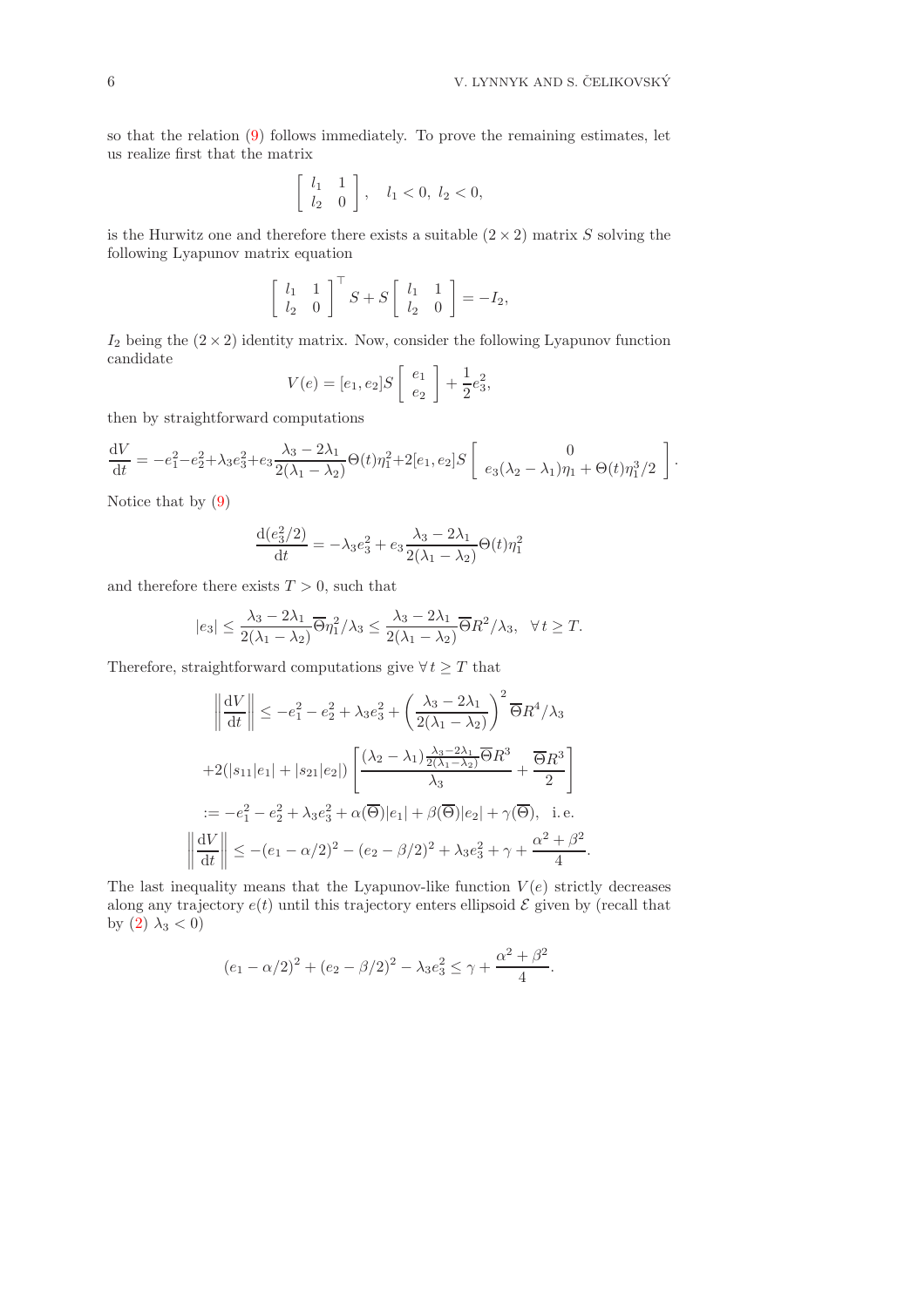so that the relation (9) follows immediately. To prove the remaining estimates, let us realize first that the matrix

$$\left[\begin{array}{cc} l_1 & 1 \\ l_2 & 0 \end{array}\right], \quad l_1 < 0,\ l_2 < 0,$$

is the Hurwitz one and therefore there exists a suitable $(2 \times 2)$ matrix $S$ solving the following Lyapunov matrix equation

$$\left[\begin{array}{cc} l_1 & 1 \\ l_2 & 0 \end{array}\right]^\top S + S \left[\begin{array}{cc} l_1 & 1 \\ l_2 & 0 \end{array}\right] = -I_2,$$

$I_2$ being the $(2 \times 2)$ identity matrix. Now, consider the following Lyapunov function candidate

$$V(e) = [e_1, e_2] S \left[\begin{array}{c} e_1 \\ e_2 \end{array}\right] + \frac{1}{2} e_3^2,$$

then by straightforward computations

$$\frac{\mathrm{d}V}{\mathrm{d}t} = -e_1^2 - e_2^2 + \lambda_3 e_3^2 + e_3 \frac{\lambda_3 - 2\lambda_1}{2(\lambda_1 - \lambda_2)} \Theta(t) \eta_1^2 + 2[e_1, e_2] S \left[\begin{array}{c} 0 \\ e_3(\lambda_2 - \lambda_1)\eta_1 + \Theta(t)\eta_1^3/2 \end{array}\right].$$

Notice that by (9)

$$\frac{\mathrm{d}(e_3^2/2)}{\mathrm{d}t} = -\lambda_3 e_3^2 + e_3 \frac{\lambda_3 - 2\lambda_1}{2(\lambda_1 - \lambda_2)} \Theta(t) \eta_1^2$$

and therefore there exists $T > 0$, such that

$$|e_3| \le \frac{\lambda_3 - 2\lambda_1}{2(\lambda_1 - \lambda_2)} \overline{\Theta} \eta_1^2 / \lambda_3 \le \frac{\lambda_3 - 2\lambda_1}{2(\lambda_1 - \lambda_2)} \overline{\Theta} R^2 / \lambda_3, \quad \forall t \ge T.$$

Therefore, straightforward computations give $\forall t \ge T$ that

$$\left\| \frac{\mathrm{d}V}{\mathrm{d}t} \right\| \le -e_1^2 - e_2^2 + \lambda_3 e_3^2 + \left( \frac{\lambda_3 - 2\lambda_1}{2(\lambda_1 - \lambda_2)} \right)^2 \overline{\Theta} R^4 / \lambda_3$$

$$+2(|s_{11}||e_1| + |s_{21}||e_2|) \left[ \frac{(\lambda_2 - \lambda_1)\frac{\lambda_3 - 2\lambda_1}{2(\lambda_1 - \lambda_2)} \overline{\Theta} R^3}{\lambda_3} + \frac{\overline{\Theta} R^3}{2} \right]$$

$$:= -e_1^2 - e_2^2 + \lambda_3 e_3^2 + \alpha(\overline{\Theta})|e_1| + \beta(\overline{\Theta})|e_2| + \gamma(\overline{\Theta}), \quad \text{i.e.}$$

$$\left\| \frac{\mathrm{d}V}{\mathrm{d}t} \right\| \le -(e_1 - \alpha/2)^2 - (e_2 - \beta/2)^2 + \lambda_3 e_3^2 + \gamma + \frac{\alpha^2 + \beta^2}{4}.$$

The last inequality means that the Lyapunov-like function $V(e)$ strictly decreases along any trajectory $e(t)$ until this trajectory enters ellipsoid $\mathcal{E}$ given by (recall that by (2) $\lambda_3 < 0$)

$$(e_1 - \alpha/2)^2 + (e_2 - \beta/2)^2 - \lambda_3 e_3^2 \le \gamma + \frac{\alpha^2 + \beta^2}{4}.$$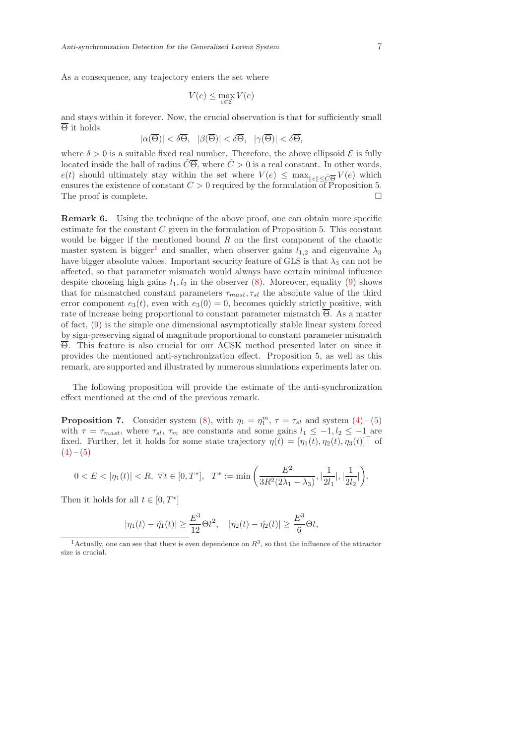As a consequence, any trajectory enters the set where

$$V(e) \le \max_{e \in \mathcal{E}} V(e)$$

and stays within it forever. Now, the crucial observation is that for sufficiently small $\overline{\Theta}$ it holds

$$|\alpha(\overline{\Theta})| < \delta\overline{\Theta}, \quad |\beta(\overline{\Theta})| < \delta\overline{\Theta}, \quad |\gamma(\overline{\Theta})| < \delta\overline{\Theta},$$

where $\delta > 0$ is a suitable fixed real number. Therefore, the above ellipsoid $\mathcal{E}$ is fully located inside the ball of radius $\tilde{C}\overline{\Theta}$, where $\tilde{C} > 0$ is a real constant. In other words, $e(t)$ should ultimately stay within the set where $V(e) \le \max_{\|e\| \le \tilde{C}\overline{\Theta}} V(e)$ which ensures the existence of constant $C > 0$ required by the formulation of Proposition 5. The proof is complete. □

**Remark 6.** Using the technique of the above proof, one can obtain more specific estimate for the constant $C$ given in the formulation of Proposition 5. This constant would be bigger if the mentioned bound $R$ on the first component of the chaotic master system is bigger[1] and smaller, when observer gains $l_{1,2}$ and eigenvalue $\lambda_3$ have bigger absolute values. Important security feature of GLS is that $\lambda_3$ can not be affected, so that parameter mismatch would always have certain minimal influence despite choosing high gains $l_1, l_2$ in the observer (8). Moreover, equality (9) shows that for mismatched constant parameters $\tau_{mast}, \tau_{sl}$ the absolute value of the third error component $e_3(t)$, even with $e_3(0) = 0$, becomes quickly strictly positive, with rate of increase being proportional to constant parameter mismatch $\overline{\Theta}$. As a matter of fact, (9) is the simple one dimensional asymptotically stable linear system forced by sign-preserving signal of magnitude proportional to constant parameter mismatch $\overline{\Theta}$. This feature is also crucial for our ACSK method presented later on since it provides the mentioned anti-synchronization effect. Proposition 5, as well as this remark, are supported and illustrated by numerous simulations experiments later on.

The following proposition will provide the estimate of the anti-synchronization effect mentioned at the end of the previous remark.

**Proposition 7.** Consider system (8), with $\eta_1 = \eta_1^m$, $\tau = \tau_{sl}$ and system (4) – (5) with $\tau = \tau_{mast}$, where $\tau_{sl}$, $\tau_m$ are constants and some gains $l_1 \le -1, l_2 \le -1$ are fixed. Further, let it holds for some state trajectory $\eta(t) = [\eta_1(t), \eta_2(t), \eta_3(t)]^\top$ of (4) – (5)

$$0 < E < |\eta_1(t)| < R, \ \forall t \in [0, T^*], \quad T^* := \min\left(\frac{E^2}{3R^2(2\lambda_1 - \lambda_3)}, |\frac{1}{2l_1}|, |\frac{1}{2l_2}|\right).$$

Then it holds for all $t \in [0, T^*]$

$$|\eta_1(t) - \hat{\eta}_1(t)| \ge \frac{E^3}{12}\Theta t^2, \quad |\eta_2(t) - \hat{\eta}_2(t)| \ge \frac{E^3}{6}\Theta t,$$

[1] Actually, one can see that there is even dependence on $R^3$, so that the influence of the attractor size is crucial.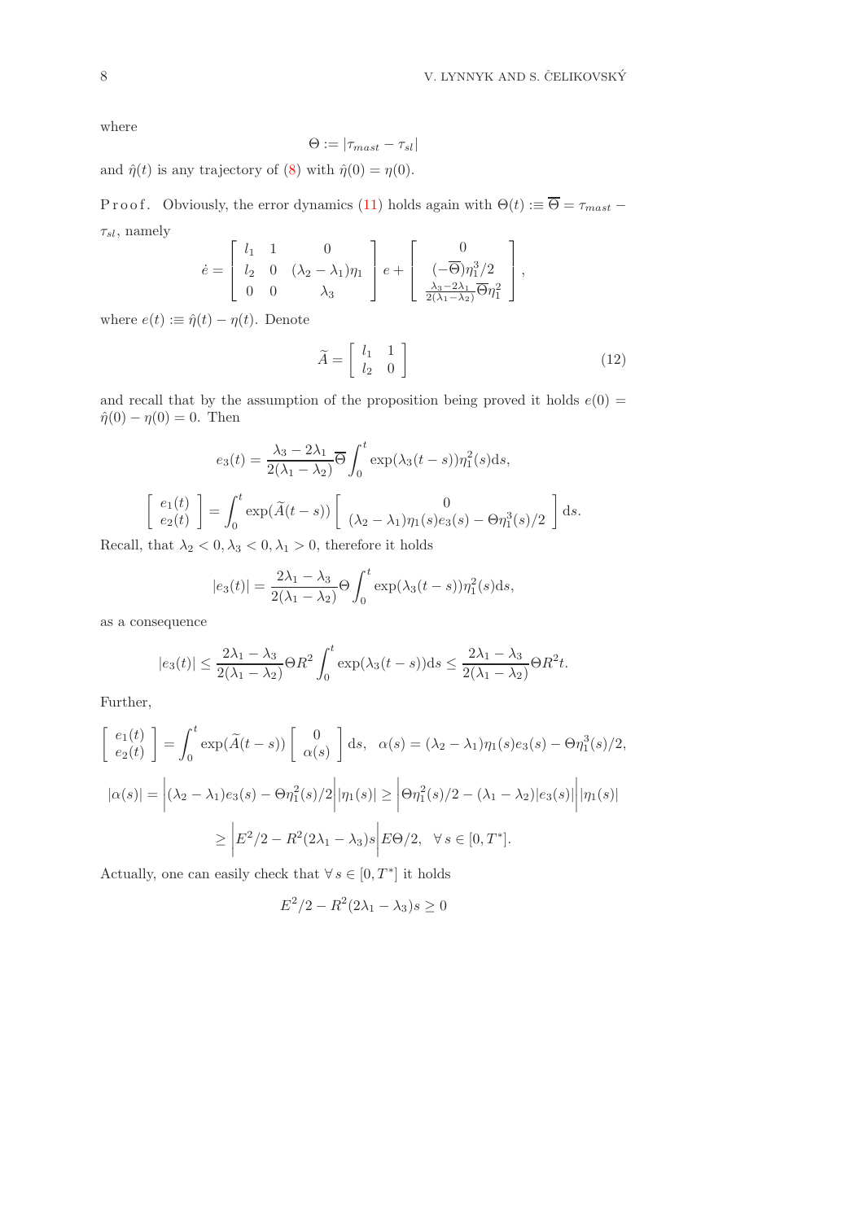where

$$\Theta := |\tau_{mast} - \tau_{sl}|$$

and $\hat{\eta}(t)$ is any trajectory of (8) with $\hat{\eta}(0) = \eta(0)$.

Proof. Obviously, the error dynamics (11) holds again with $\Theta(t) :\equiv \overline{\Theta} = \tau_{mast} - \tau_{sl}$, namely

$$\dot{e} = \begin{bmatrix} l_1 & 1 & 0 \\ l_2 & 0 & (\lambda_2 - \lambda_1)\eta_1 \\ 0 & 0 & \lambda_3 \end{bmatrix} e + \begin{bmatrix} 0 \\ (-\overline{\Theta})\eta_1^3/2 \\ \frac{\lambda_3 - 2\lambda_1}{2(\lambda_1 - \lambda_2)}\overline{\Theta}\eta_1^2 \end{bmatrix},$$

where $e(t) :\equiv \hat{\eta}(t) - \eta(t)$. Denote

$$\widetilde{A} = \begin{bmatrix} l_1 & 1 \\ l_2 & 0 \end{bmatrix} \tag{12}$$

and recall that by the assumption of the proposition being proved it holds $e(0) = \hat{\eta}(0) - \eta(0) = 0$. Then

$$e_3(t) = \frac{\lambda_3 - 2\lambda_1}{2(\lambda_1 - \lambda_2)}\overline{\Theta}\int_0^t \exp(\lambda_3(t-s))\eta_1^2(s)\mathrm{d}s,$$

$$\begin{bmatrix} e_1(t) \\ e_2(t) \end{bmatrix} = \int_0^t \exp(\widetilde{A}(t-s))\begin{bmatrix} 0 \\ (\lambda_2 - \lambda_1)\eta_1(s)e_3(s) - \Theta\eta_1^3(s)/2 \end{bmatrix}\mathrm{d}s.$$

Recall, that $\lambda_2 < 0, \lambda_3 < 0, \lambda_1 > 0$, therefore it holds

$$|e_3(t)| = \frac{2\lambda_1 - \lambda_3}{2(\lambda_1 - \lambda_2)}\Theta\int_0^t \exp(\lambda_3(t-s))\eta_1^2(s)\mathrm{d}s,$$

as a consequence

$$|e_3(t)| \leq \frac{2\lambda_1 - \lambda_3}{2(\lambda_1 - \lambda_2)}\Theta R^2\int_0^t \exp(\lambda_3(t-s))\mathrm{d}s \leq \frac{2\lambda_1 - \lambda_3}{2(\lambda_1 - \lambda_2)}\Theta R^2 t.$$

Further,

$$\begin{bmatrix} e_1(t) \\ e_2(t) \end{bmatrix} = \int_0^t \exp(\widetilde{A}(t-s))\begin{bmatrix} 0 \\ \alpha(s) \end{bmatrix}\mathrm{d}s, \quad \alpha(s) = (\lambda_2 - \lambda_1)\eta_1(s)e_3(s) - \Theta\eta_1^3(s)/2,$$

$$|\alpha(s)| = \left|(\lambda_2 - \lambda_1)e_3(s) - \Theta\eta_1^2(s)/2\right||\eta_1(s)| \geq \left|\Theta\eta_1^2(s)/2 - (\lambda_1 - \lambda_2)|e_3(s)|\right||\eta_1(s)|$$

$$\geq \left|E^2/2 - R^2(2\lambda_1 - \lambda_3)s\right|E\Theta/2, \quad \forall\, s \in [0, T^*].$$

Actually, one can easily check that $\forall\, s \in [0, T^*]$ it holds

$$E^2/2 - R^2(2\lambda_1 - \lambda_3)s \geq 0$$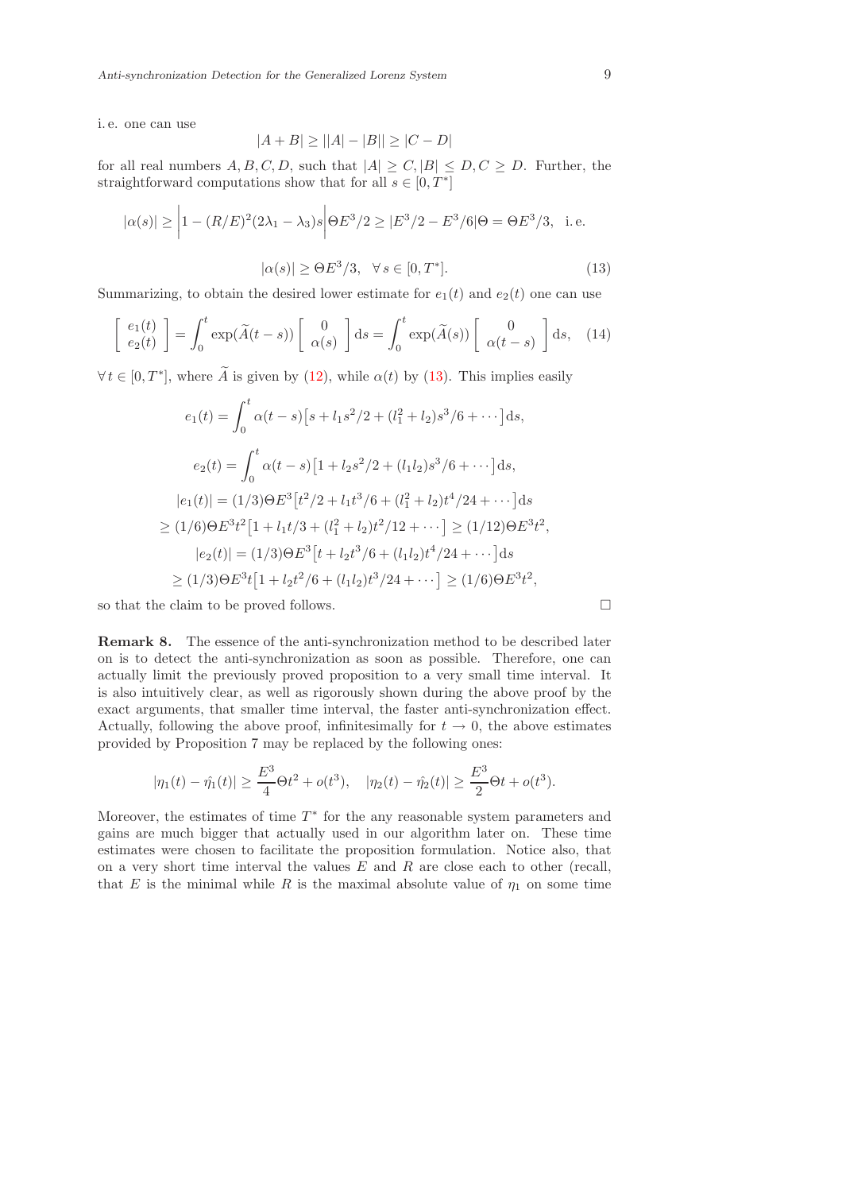i.e. one can use

$$|A+B| \geq ||A|-|B|| \geq |C-D|$$

for all real numbers $A, B, C, D$, such that $|A| \geq C, |B| \leq D, C \geq D$. Further, the straightforward computations show that for all $s \in [0, T^*]$

$$|\alpha(s)| \geq \left|1-(R/E)^2(2\lambda_1-\lambda_3)s\right|\Theta E^3/2 \geq |E^3/2 - E^3/6|\Theta = \Theta E^3/3, \quad \text{i.e.}$$

$$|\alpha(s)| \geq \Theta E^3/3, \quad \forall\, s \in [0, T^*]. \tag{13}$$

Summarizing, to obtain the desired lower estimate for $e_1(t)$ and $e_2(t)$ one can use

$$\begin{bmatrix} e_1(t) \\ e_2(t) \end{bmatrix} = \int_0^t \exp(\widetilde{A}(t-s)) \begin{bmatrix} 0 \\ \alpha(s) \end{bmatrix} \mathrm{d}s = \int_0^t \exp(\widetilde{A}(s)) \begin{bmatrix} 0 \\ \alpha(t-s) \end{bmatrix} \mathrm{d}s, \tag{14}$$

$\forall\, t \in [0, T^*]$, where $\widetilde{A}$ is given by (12), while $\alpha(t)$ by (13). This implies easily

$$e_1(t) = \int_0^t \alpha(t-s)\big[s + l_1 s^2/2 + (l_1^2 + l_2)s^3/6 + \cdots\big]\mathrm{d}s,$$

$$e_2(t) = \int_0^t \alpha(t-s)\big[1 + l_2 s^2/2 + (l_1 l_2)s^3/6 + \cdots\big]\mathrm{d}s,$$

$$|e_1(t)| = (1/3)\Theta E^3\big[t^2/2 + l_1 t^3/6 + (l_1^2 + l_2)t^4/24 + \cdots\big]\mathrm{d}s$$

$$\geq (1/6)\Theta E^3 t^2\big[1 + l_1 t/3 + (l_1^2 + l_2)t^2/12 + \cdots\big] \geq (1/12)\Theta E^3 t^2,$$

$$|e_2(t)| = (1/3)\Theta E^3\big[t + l_2 t^3/6 + (l_1 l_2)t^4/24 + \cdots\big]\mathrm{d}s$$

$$\geq (1/3)\Theta E^3 t\big[1 + l_2 t^2/6 + (l_1 l_2)t^3/24 + \cdots\big] \geq (1/6)\Theta E^3 t^2,$$

so that the claim to be proved follows. □

**Remark 8.** The essence of the anti-synchronization method to be described later on is to detect the anti-synchronization as soon as possible. Therefore, one can actually limit the previously proved proposition to a very small time interval. It is also intuitively clear, as well as rigorously shown during the above proof by the exact arguments, that smaller time interval, the faster anti-synchronization effect. Actually, following the above proof, infinitesimally for $t \to 0$, the above estimates provided by Proposition 7 may be replaced by the following ones:

$$|\eta_1(t) - \hat{\eta_1}(t)| \geq \frac{E^3}{4}\Theta t^2 + o(t^3), \quad |\eta_2(t) - \hat{\eta_2}(t)| \geq \frac{E^3}{2}\Theta t + o(t^3).$$

Moreover, the estimates of time $T^*$ for the any reasonable system parameters and gains are much bigger that actually used in our algorithm later on. These time estimates were chosen to facilitate the proposition formulation. Notice also, that on a very short time interval the values $E$ and $R$ are close each to other (recall, that $E$ is the minimal while $R$ is the maximal absolute value of $\eta_1$ on some time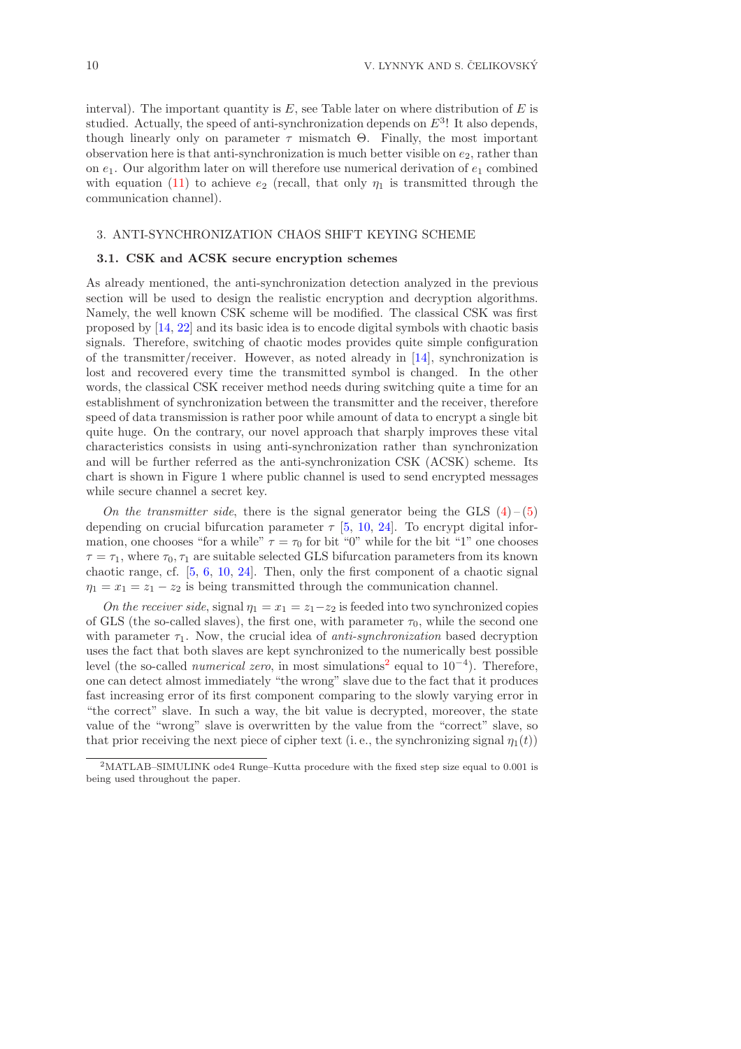interval). The important quantity is $E$, see Table later on where distribution of $E$ is studied. Actually, the speed of anti-synchronization depends on $E^3$! It also depends, though linearly only on parameter $\tau$ mismatch $\Theta$. Finally, the most important observation here is that anti-synchronization is much better visible on $e_2$, rather than on $e_1$. Our algorithm later on will therefore use numerical derivation of $e_1$ combined with equation (11) to achieve $e_2$ (recall, that only $\eta_1$ is transmitted through the communication channel).

## 3. ANTI-SYNCHRONIZATION CHAOS SHIFT KEYING SCHEME

### 3.1. CSK and ACSK secure encryption schemes

As already mentioned, the anti-synchronization detection analyzed in the previous section will be used to design the realistic encryption and decryption algorithms. Namely, the well known CSK scheme will be modified. The classical CSK was first proposed by [14, 22] and its basic idea is to encode digital symbols with chaotic basis signals. Therefore, switching of chaotic modes provides quite simple configuration of the transmitter/receiver. However, as noted already in [14], synchronization is lost and recovered every time the transmitted symbol is changed. In the other words, the classical CSK receiver method needs during switching quite a time for an establishment of synchronization between the transmitter and the receiver, therefore speed of data transmission is rather poor while amount of data to encrypt a single bit quite huge. On the contrary, our novel approach that sharply improves these vital characteristics consists in using anti-synchronization rather than synchronization and will be further referred as the anti-synchronization CSK (ACSK) scheme. Its chart is shown in Figure 1 where public channel is used to send encrypted messages while secure channel a secret key.

*On the transmitter side*, there is the signal generator being the GLS (4) – (5) depending on crucial bifurcation parameter $\tau$ [5, 10, 24]. To encrypt digital information, one chooses "for a while" $\tau = \tau_0$ for bit "0" while for the bit "1" one chooses $\tau = \tau_1$, where $\tau_0, \tau_1$ are suitable selected GLS bifurcation parameters from its known chaotic range, cf. [5, 6, 10, 24]. Then, only the first component of a chaotic signal $\eta_1 = x_1 = z_1 - z_2$ is being transmitted through the communication channel.

*On the receiver side*, signal $\eta_1 = x_1 = z_1 - z_2$ is feeded into two synchronized copies of GLS (the so-called slaves), the first one, with parameter $\tau_0$, while the second one with parameter $\tau_1$. Now, the crucial idea of *anti-synchronization* based decryption uses the fact that both slaves are kept synchronized to the numerically best possible level (the so-called *numerical zero*, in most simulations[2] equal to $10^{-4}$). Therefore, one can detect almost immediately "the wrong" slave due to the fact that it produces fast increasing error of its first component comparing to the slowly varying error in "the correct" slave. In such a way, the bit value is decrypted, moreover, the state value of the "wrong" slave is overwritten by the value from the "correct" slave, so that prior receiving the next piece of cipher text (i. e., the synchronizing signal $\eta_1(t)$)

[2] MATLAB–SIMULINK ode4 Runge–Kutta procedure with the fixed step size equal to 0.001 is being used throughout the paper.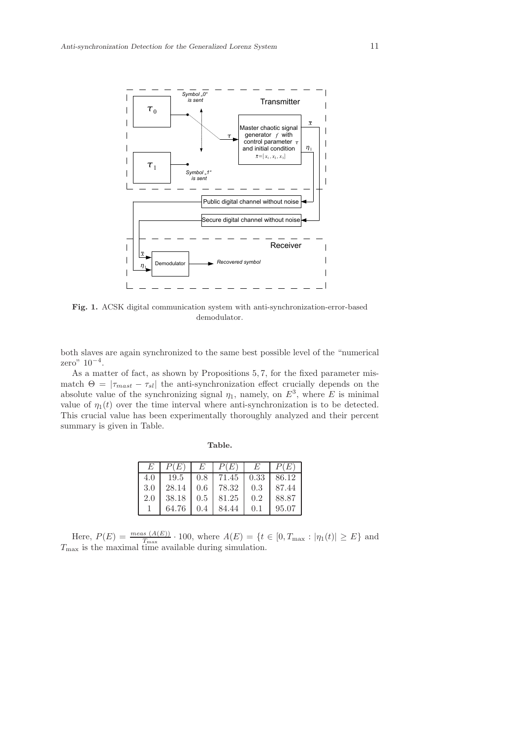**Fig. 1.** ACSK digital communication system with anti-synchronization-error-based demodulator.

both slaves are again synchronized to the same best possible level of the "numerical zero" $10^{-4}$.

As a matter of fact, as shown by Propositions 5, 7, for the fixed parameter mismatch $\Theta = |\tau_{mast} - \tau_{sl}|$ the anti-synchronization effect crucially depends on the absolute value of the synchronizing signal $\eta_1$, namely, on $E^3$, where $E$ is minimal value of $\eta_1(t)$ over the time interval where anti-synchronization is to be detected. This crucial value has been experimentally thoroughly analyzed and their percent summary is given in Table.

**Table.**

| $E$ | $P(E)$ | $E$ | $P(E)$ | $E$ | $P(E)$ |
|---|---|---|---|---|---|
| 4.0 | 19.5 | 0.8 | 71.45 | 0.33 | 86.12 |
| 3.0 | 28.14 | 0.6 | 78.32 | 0.3 | 87.44 |
| 2.0 | 38.18 | 0.5 | 81.25 | 0.2 | 88.87 |
| 1 | 64.76 | 0.4 | 84.44 | 0.1 | 95.07 |

Here, $P(E) = \frac{meas\ (A(E))}{T_{\max}} \cdot 100$, where $A(E) = \{t \in [0, T_{\max} : |\eta_1(t)| \geq E\}$ and $T_{\max}$ is the maximal time available during simulation.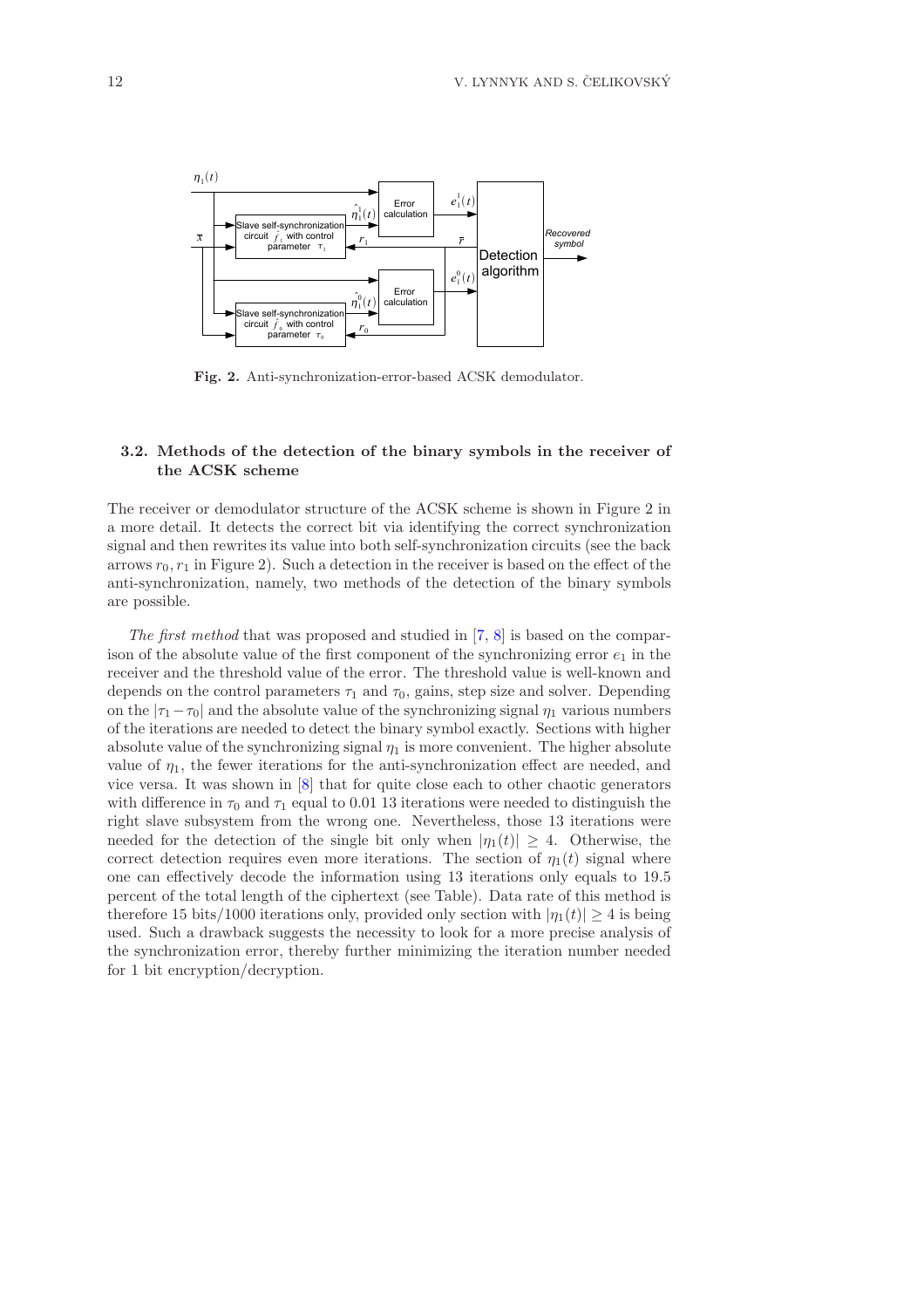**Fig. 2.** Anti-synchronization-error-based ACSK demodulator.

### 3.2. Methods of the detection of the binary symbols in the receiver of the ACSK scheme

The receiver or demodulator structure of the ACSK scheme is shown in Figure 2 in a more detail. It detects the correct bit via identifying the correct synchronization signal and then rewrites its value into both self-synchronization circuits (see the back arrows $r_0, r_1$ in Figure 2). Such a detection in the receiver is based on the effect of the anti-synchronization, namely, two methods of the detection of the binary symbols are possible.

*The first method* that was proposed and studied in [7, 8] is based on the comparison of the absolute value of the first component of the synchronizing error $e_1$ in the receiver and the threshold value of the error. The threshold value is well-known and depends on the control parameters $\tau_1$ and $\tau_0$, gains, step size and solver. Depending on the $|\tau_1 - \tau_0|$ and the absolute value of the synchronizing signal $\eta_1$ various numbers of the iterations are needed to detect the binary symbol exactly. Sections with higher absolute value of the synchronizing signal $\eta_1$ is more convenient. The higher absolute value of $\eta_1$, the fewer iterations for the anti-synchronization effect are needed, and vice versa. It was shown in [8] that for quite close each to other chaotic generators with difference in $\tau_0$ and $\tau_1$ equal to 0.01 13 iterations were needed to distinguish the right slave subsystem from the wrong one. Nevertheless, those 13 iterations were needed for the detection of the single bit only when $|\eta_1(t)| \geq 4$. Otherwise, the correct detection requires even more iterations. The section of $\eta_1(t)$ signal where one can effectively decode the information using 13 iterations only equals to 19.5 percent of the total length of the ciphertext (see Table). Data rate of this method is therefore 15 bits/1000 iterations only, provided only section with $|\eta_1(t)| \geq 4$ is being used. Such a drawback suggests the necessity to look for a more precise analysis of the synchronization error, thereby further minimizing the iteration number needed for 1 bit encryption/decryption.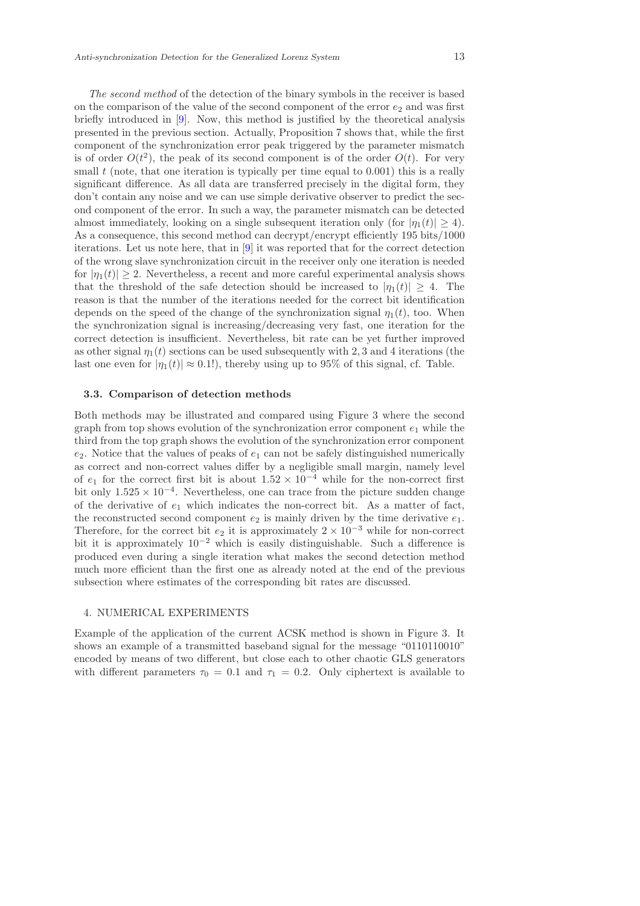*The second method* of the detection of the binary symbols in the receiver is based on the comparison of the value of the second component of the error $e_2$ and was first briefly introduced in [9]. Now, this method is justified by the theoretical analysis presented in the previous section. Actually, Proposition 7 shows that, while the first component of the synchronization error peak triggered by the parameter mismatch is of order $O(t^2)$, the peak of its second component is of the order $O(t)$. For very small $t$ (note, that one iteration is typically per time equal to 0.001) this is a really significant difference. As all data are transferred precisely in the digital form, they don't contain any noise and we can use simple derivative observer to predict the second component of the error. In such a way, the parameter mismatch can be detected almost immediately, looking on a single subsequent iteration only (for $|\eta_1(t)| \geq 4$). As a consequence, this second method can decrypt/encrypt efficiently 195 bits/1000 iterations. Let us note here, that in [9] it was reported that for the correct detection of the wrong slave synchronization circuit in the receiver only one iteration is needed for $|\eta_1(t)| \geq 2$. Nevertheless, a recent and more careful experimental analysis shows that the threshold of the safe detection should be increased to $|\eta_1(t)| \geq 4$. The reason is that the number of the iterations needed for the correct bit identification depends on the speed of the change of the synchronization signal $\eta_1(t)$, too. When the synchronization signal is increasing/decreasing very fast, one iteration for the correct detection is insufficient. Nevertheless, bit rate can be yet further improved as other signal $\eta_1(t)$ sections can be used subsequently with 2, 3 and 4 iterations (the last one even for $|\eta_1(t)| \approx 0.1$!), thereby using up to 95% of this signal, cf. Table.

### 3.3. Comparison of detection methods

Both methods may be illustrated and compared using Figure 3 where the second graph from top shows evolution of the synchronization error component $e_1$ while the third from the top graph shows the evolution of the synchronization error component $e_2$. Notice that the values of peaks of $e_1$ can not be safely distinguished numerically as correct and non-correct values differ by a negligible small margin, namely level of $e_1$ for the correct first bit is about $1.52 \times 10^{-4}$ while for the non-correct first bit only $1.525 \times 10^{-4}$. Nevertheless, one can trace from the picture sudden change of the derivative of $e_1$ which indicates the non-correct bit. As a matter of fact, the reconstructed second component $e_2$ is mainly driven by the time derivative $e_1$. Therefore, for the correct bit $e_2$ it is approximately $2 \times 10^{-3}$ while for non-correct bit it is approximately $10^{-2}$ which is easily distinguishable. Such a difference is produced even during a single iteration what makes the second detection method much more efficient than the first one as already noted at the end of the previous subsection where estimates of the corresponding bit rates are discussed.

## 4. NUMERICAL EXPERIMENTS

Example of the application of the current ACSK method is shown in Figure 3. It shows an example of a transmitted baseband signal for the message "0110110010" encoded by means of two different, but close each to other chaotic GLS generators with different parameters $\tau_0 = 0.1$ and $\tau_1 = 0.2$. Only ciphertext is available to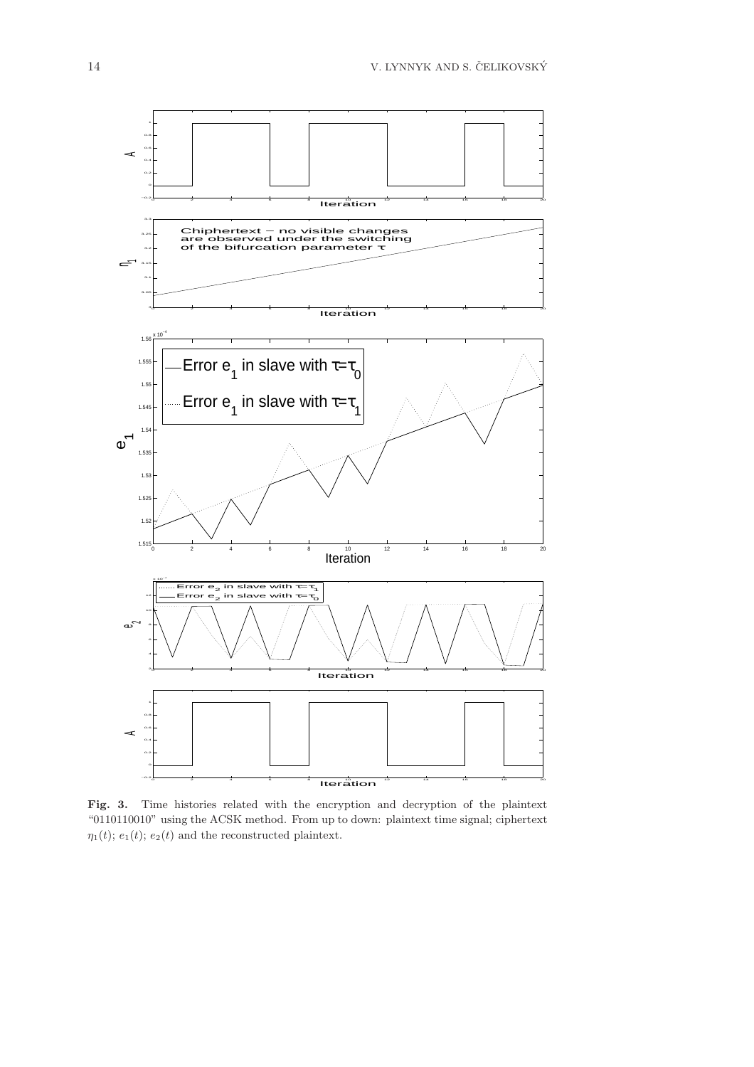**Fig. 3.** Time histories related with the encryption and decryption of the plaintext "0110110010" using the ACSK method. From up to down: plaintext time signal; ciphertext $\eta_1(t)$; $e_1(t)$; $e_2(t)$ and the reconstructed plaintext.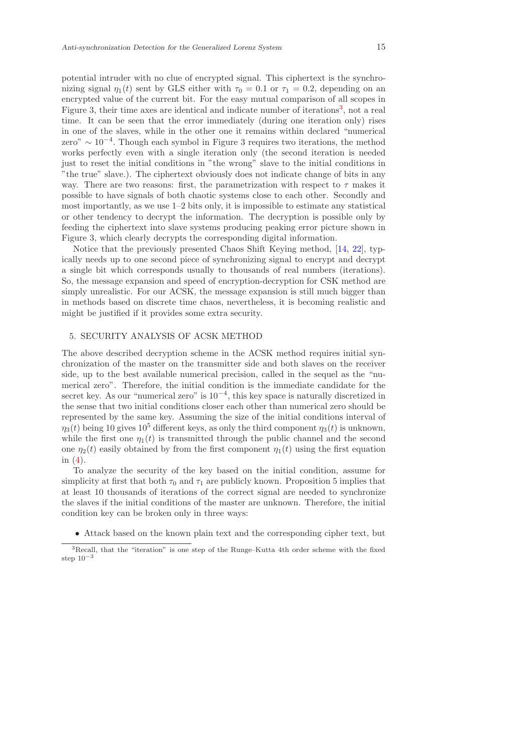potential intruder with no clue of encrypted signal. This ciphertext is the synchronizing signal $\eta_1(t)$ sent by GLS either with $\tau_0 = 0.1$ or $\tau_1 = 0.2$, depending on an encrypted value of the current bit. For the easy mutual comparison of all scopes in Figure 3, their time axes are identical and indicate number of iterations[3], not a real time. It can be seen that the error immediately (during one iteration only) rises in one of the slaves, while in the other one it remains within declared "numerical zero" $\sim 10^{-4}$. Though each symbol in Figure 3 requires two iterations, the method works perfectly even with a single iteration only (the second iteration is needed just to reset the initial conditions in "the wrong" slave to the initial conditions in "the true" slave.). The ciphertext obviously does not indicate change of bits in any way. There are two reasons: first, the parametrization with respect to $\tau$ makes it possible to have signals of both chaotic systems close to each other. Secondly and most importantly, as we use 1–2 bits only, it is impossible to estimate any statistical or other tendency to decrypt the information. The decryption is possible only by feeding the ciphertext into slave systems producing peaking error picture shown in Figure 3, which clearly decrypts the corresponding digital information.

Notice that the previously presented Chaos Shift Keying method, [14, 22], typically needs up to one second piece of synchronizing signal to encrypt and decrypt a single bit which corresponds usually to thousands of real numbers (iterations). So, the message expansion and speed of encryption-decryption for CSK method are simply unrealistic. For our ACSK, the message expansion is still much bigger than in methods based on discrete time chaos, nevertheless, it is becoming realistic and might be justified if it provides some extra security.

## 5. SECURITY ANALYSIS OF ACSK METHOD

The above described decryption scheme in the ACSK method requires initial synchronization of the master on the transmitter side and both slaves on the receiver side, up to the best available numerical precision, called in the sequel as the "numerical zero". Therefore, the initial condition is the immediate candidate for the secret key. As our "numerical zero" is $10^{-4}$, this key space is naturally discretized in the sense that two initial conditions closer each other than numerical zero should be represented by the same key. Assuming the size of the initial conditions interval of $\eta_3(t)$ being 10 gives $10^5$ different keys, as only the third component $\eta_3(t)$ is unknown, while the first one $\eta_1(t)$ is transmitted through the public channel and the second one $\eta_2(t)$ easily obtained by from the first component $\eta_1(t)$ using the first equation in (4).

To analyze the security of the key based on the initial condition, assume for simplicity at first that both $\tau_0$ and $\tau_1$ are publicly known. Proposition 5 implies that at least 10 thousands of iterations of the correct signal are needed to synchronize the slaves if the initial conditions of the master are unknown. Therefore, the initial condition key can be broken only in three ways:

- Attack based on the known plain text and the corresponding cipher text, but

[3] Recall, that the "iteration" is one step of the Runge–Kutta 4th order scheme with the fixed step $10^{-3}$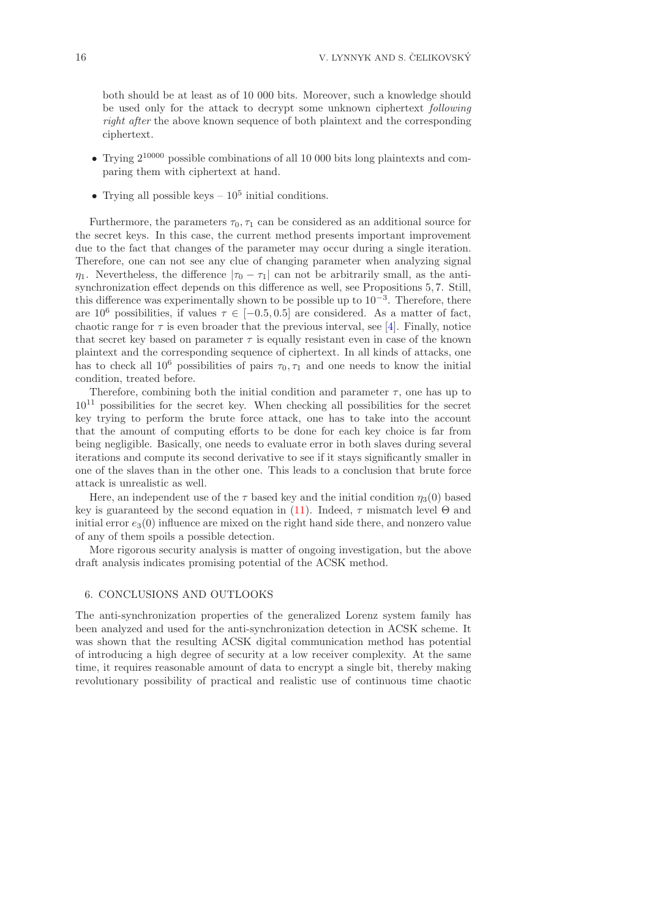both should be at least as of 10 000 bits. Moreover, such a knowledge should be used only for the attack to decrypt some unknown ciphertext *following right after* the above known sequence of both plaintext and the corresponding ciphertext.

- Trying $2^{10000}$ possible combinations of all 10 000 bits long plaintexts and comparing them with ciphertext at hand.
- Trying all possible keys – $10^5$ initial conditions.

Furthermore, the parameters $\tau_0, \tau_1$ can be considered as an additional source for the secret keys. In this case, the current method presents important improvement due to the fact that changes of the parameter may occur during a single iteration. Therefore, one can not see any clue of changing parameter when analyzing signal $\eta_1$. Nevertheless, the difference $|\tau_0 - \tau_1|$ can not be arbitrarily small, as the anti-synchronization effect depends on this difference as well, see Propositions 5, 7. Still, this difference was experimentally shown to be possible up to $10^{-3}$. Therefore, there are $10^6$ possibilities, if values $\tau \in [-0.5, 0.5]$ are considered. As a matter of fact, chaotic range for $\tau$ is even broader that the previous interval, see [4]. Finally, notice that secret key based on parameter $\tau$ is equally resistant even in case of the known plaintext and the corresponding sequence of ciphertext. In all kinds of attacks, one has to check all $10^6$ possibilities of pairs $\tau_0, \tau_1$ and one needs to know the initial condition, treated before.

Therefore, combining both the initial condition and parameter $\tau$, one has up to $10^{11}$ possibilities for the secret key. When checking all possibilities for the secret key trying to perform the brute force attack, one has to take into the account that the amount of computing efforts to be done for each key choice is far from being negligible. Basically, one needs to evaluate error in both slaves during several iterations and compute its second derivative to see if it stays significantly smaller in one of the slaves than in the other one. This leads to a conclusion that brute force attack is unrealistic as well.

Here, an independent use of the $\tau$ based key and the initial condition $\eta_3(0)$ based key is guaranteed by the second equation in (11). Indeed, $\tau$ mismatch level $\Theta$ and initial error $e_3(0)$ influence are mixed on the right hand side there, and nonzero value of any of them spoils a possible detection.

More rigorous security analysis is matter of ongoing investigation, but the above draft analysis indicates promising potential of the ACSK method.

## 6. CONCLUSIONS AND OUTLOOKS

The anti-synchronization properties of the generalized Lorenz system family has been analyzed and used for the anti-synchronization detection in ACSK scheme. It was shown that the resulting ACSK digital communication method has potential of introducing a high degree of security at a low receiver complexity. At the same time, it requires reasonable amount of data to encrypt a single bit, thereby making revolutionary possibility of practical and realistic use of continuous time chaotic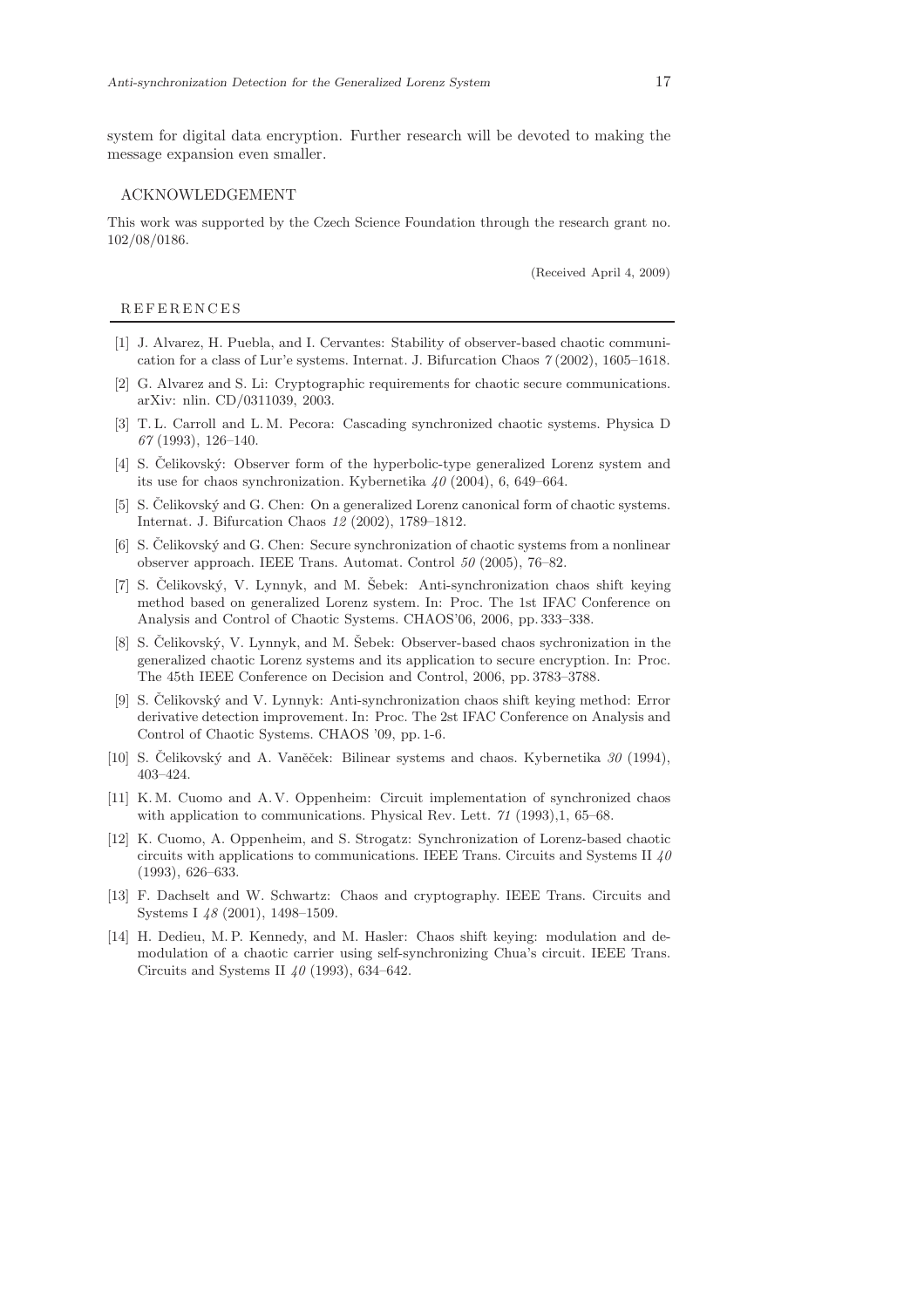system for digital data encryption. Further research will be devoted to making the message expansion even smaller.

## ACKNOWLEDGEMENT

This work was supported by the Czech Science Foundation through the research grant no. 102/08/0186.

(Received April 4, 2009)

## REFERENCES

[1] J. Alvarez, H. Puebla, and I. Cervantes: Stability of observer-based chaotic communication for a class of Lur'e systems. Internat. J. Bifurcation Chaos *7* (2002), 1605–1618.

[2] G. Alvarez and S. Li: Cryptographic requirements for chaotic secure communications. arXiv: nlin. CD/0311039, 2003.

[3] T. L. Carroll and L. M. Pecora: Cascading synchronized chaotic systems. Physica D *67* (1993), 126–140.

[4] S. Čelikovský: Observer form of the hyperbolic-type generalized Lorenz system and its use for chaos synchronization. Kybernetika *40* (2004), 6, 649–664.

[5] S. Čelikovský and G. Chen: On a generalized Lorenz canonical form of chaotic systems. Internat. J. Bifurcation Chaos *12* (2002), 1789–1812.

[6] S. Čelikovský and G. Chen: Secure synchronization of chaotic systems from a nonlinear observer approach. IEEE Trans. Automat. Control *50* (2005), 76–82.

[7] S. Čelikovský, V. Lynnyk, and M. Šebek: Anti-synchronization chaos shift keying method based on generalized Lorenz system. In: Proc. The 1st IFAC Conference on Analysis and Control of Chaotic Systems. CHAOS'06, 2006, pp. 333–338.

[8] S. Čelikovský, V. Lynnyk, and M. Šebek: Observer-based chaos sychronization in the generalized chaotic Lorenz systems and its application to secure encryption. In: Proc. The 45th IEEE Conference on Decision and Control, 2006, pp. 3783–3788.

[9] S. Čelikovský and V. Lynnyk: Anti-synchronization chaos shift keying method: Error derivative detection improvement. In: Proc. The 2st IFAC Conference on Analysis and Control of Chaotic Systems. CHAOS '09, pp. 1-6.

[10] S. Čelikovský and A. Vaněček: Bilinear systems and chaos. Kybernetika *30* (1994), 403–424.

[11] K. M. Cuomo and A. V. Oppenheim: Circuit implementation of synchronized chaos with application to communications. Physical Rev. Lett. *71* (1993),1, 65–68.

[12] K. Cuomo, A. Oppenheim, and S. Strogatz: Synchronization of Lorenz-based chaotic circuits with applications to communications. IEEE Trans. Circuits and Systems II *40* (1993), 626–633.

[13] F. Dachselt and W. Schwartz: Chaos and cryptography. IEEE Trans. Circuits and Systems I *48* (2001), 1498–1509.

[14] H. Dedieu, M. P. Kennedy, and M. Hasler: Chaos shift keying: modulation and demodulation of a chaotic carrier using self-synchronizing Chua's circuit. IEEE Trans. Circuits and Systems II *40* (1993), 634–642.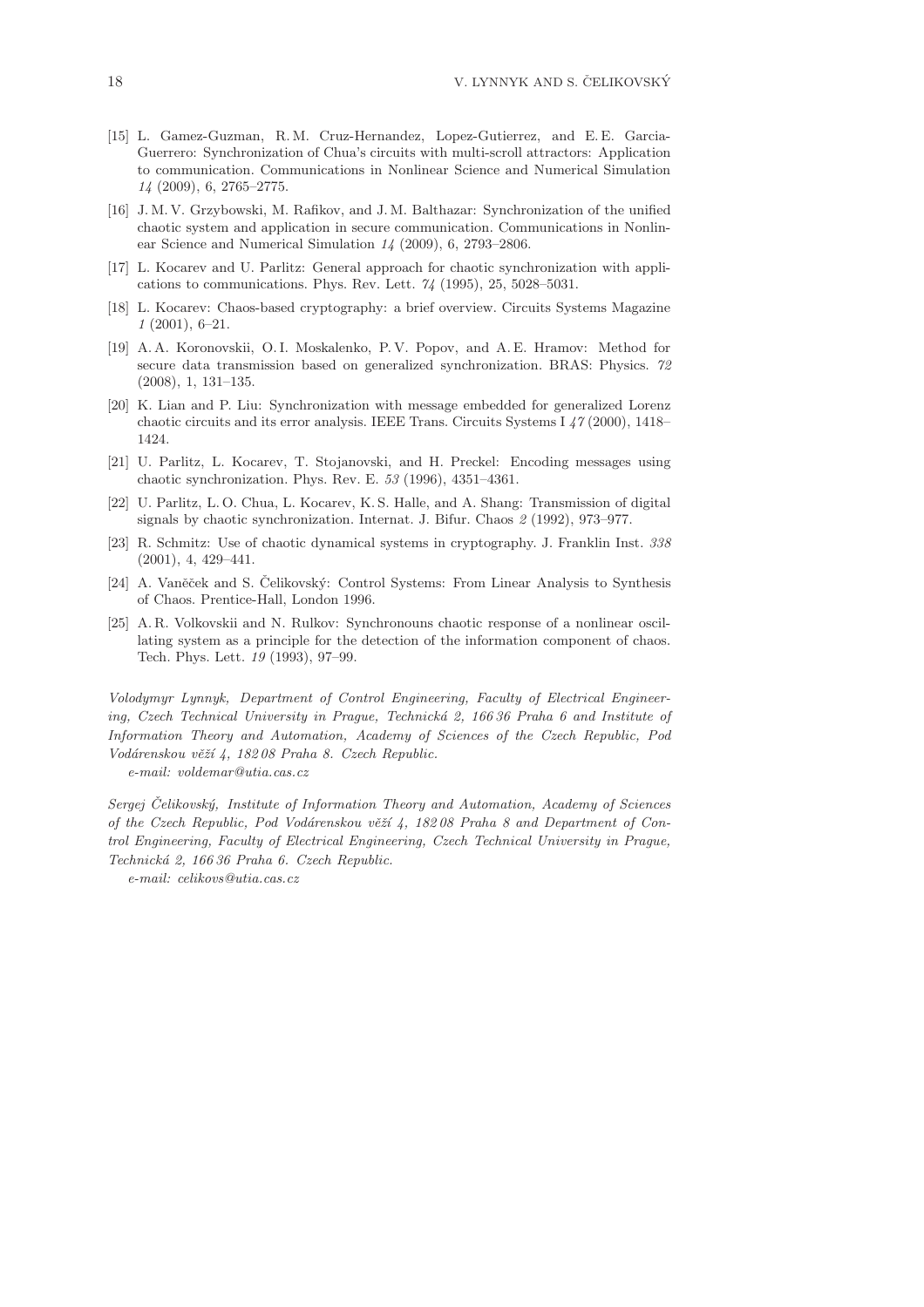[15] L. Gamez-Guzman, R. M. Cruz-Hernandez, Lopez-Gutierrez, and E. E. Garcia-Guerrero: Synchronization of Chua's circuits with multi-scroll attractors: Application to communication. Communications in Nonlinear Science and Numerical Simulation *14* (2009), 6, 2765–2775.

[16] J. M. V. Grzybowski, M. Rafikov, and J. M. Balthazar: Synchronization of the unified chaotic system and application in secure communication. Communications in Nonlinear Science and Numerical Simulation *14* (2009), 6, 2793–2806.

[17] L. Kocarev and U. Parlitz: General approach for chaotic synchronization with applications to communications. Phys. Rev. Lett. *74* (1995), 25, 5028–5031.

[18] L. Kocarev: Chaos-based cryptography: a brief overview. Circuits Systems Magazine *1* (2001), 6–21.

[19] A. A. Koronovskii, O. I. Moskalenko, P. V. Popov, and A. E. Hramov: Method for secure data transmission based on generalized synchronization. BRAS: Physics. *72* (2008), 1, 131–135.

[20] K. Lian and P. Liu: Synchronization with message embedded for generalized Lorenz chaotic circuits and its error analysis. IEEE Trans. Circuits Systems I *47* (2000), 1418–1424.

[21] U. Parlitz, L. Kocarev, T. Stojanovski, and H. Preckel: Encoding messages using chaotic synchronization. Phys. Rev. E. *53* (1996), 4351–4361.

[22] U. Parlitz, L. O. Chua, L. Kocarev, K. S. Halle, and A. Shang: Transmission of digital signals by chaotic synchronization. Internat. J. Bifur. Chaos *2* (1992), 973–977.

[23] R. Schmitz: Use of chaotic dynamical systems in cryptography. J. Franklin Inst. *338* (2001), 4, 429–441.

[24] A. Vaněček and S. Čelikovský: Control Systems: From Linear Analysis to Synthesis of Chaos. Prentice-Hall, London 1996.

[25] A. R. Volkovskii and N. Rulkov: Synchronouns chaotic response of a nonlinear oscillating system as a principle for the detection of the information component of chaos. Tech. Phys. Lett. *19* (1993), 97–99.

*Volodymyr Lynnyk, Department of Control Engineering, Faculty of Electrical Engineering, Czech Technical University in Prague, Technická 2, 166 36 Praha 6 and Institute of Information Theory and Automation, Academy of Sciences of the Czech Republic, Pod Vodárenskou věží 4, 182 08 Praha 8. Czech Republic.*

*e-mail: voldemar@utia.cas.cz*

*Sergej Čelikovský, Institute of Information Theory and Automation, Academy of Sciences of the Czech Republic, Pod Vodárenskou věží 4, 182 08 Praha 8 and Department of Control Engineering, Faculty of Electrical Engineering, Czech Technical University in Prague, Technická 2, 166 36 Praha 6. Czech Republic.*

*e-mail: celikovs@utia.cas.cz*